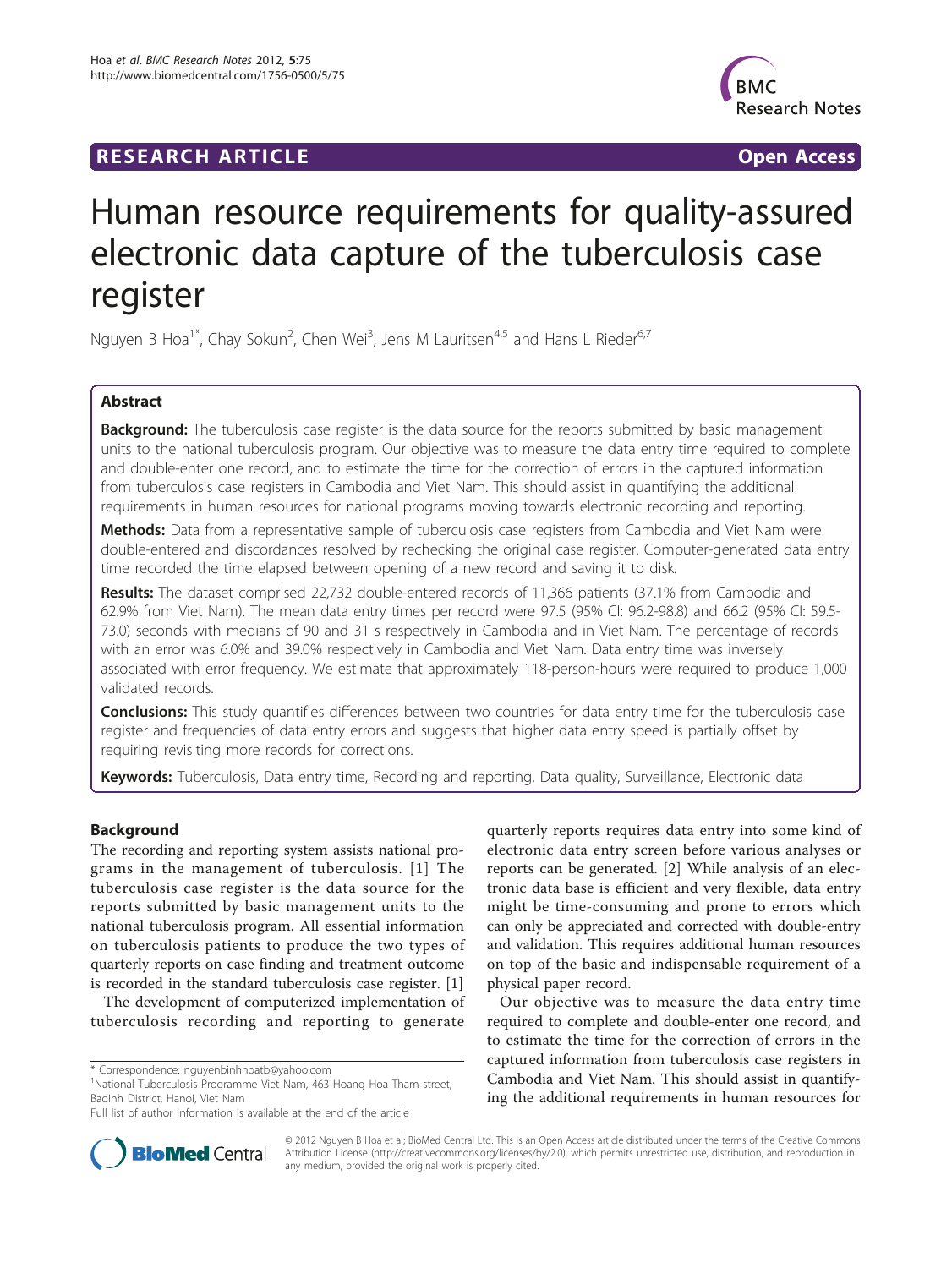RESEARCH ARTICLE Open Access

# Human resource requirements for quality-assured electronic data capture of the tuberculosis case register

Nguyen B Hoa[1*], Chay Sokun[2], Chen Wei[3], Jens M Lauritsen[4,5] and Hans L Rieder[6,7]

## Abstract

**Background:** The tuberculosis case register is the data source for the reports submitted by basic management units to the national tuberculosis program. Our objective was to measure the data entry time required to complete and double-enter one record, and to estimate the time for the correction of errors in the captured information from tuberculosis case registers in Cambodia and Viet Nam. This should assist in quantifying the additional requirements in human resources for national programs moving towards electronic recording and reporting.

**Methods:** Data from a representative sample of tuberculosis case registers from Cambodia and Viet Nam were double-entered and discordances resolved by rechecking the original case register. Computer-generated data entry time recorded the time elapsed between opening of a new record and saving it to disk.

**Results:** The dataset comprised 22,732 double-entered records of 11,366 patients (37.1% from Cambodia and 62.9% from Viet Nam). The mean data entry times per record were 97.5 (95% CI: 96.2-98.8) and 66.2 (95% CI: 59.5-73.0) seconds with medians of 90 and 31 s respectively in Cambodia and in Viet Nam. The percentage of records with an error was 6.0% and 39.0% respectively in Cambodia and Viet Nam. Data entry time was inversely associated with error frequency. We estimate that approximately 118-person-hours were required to produce 1,000 validated records.

**Conclusions:** This study quantifies differences between two countries for data entry time for the tuberculosis case register and frequencies of data entry errors and suggests that higher data entry speed is partially offset by requiring revisiting more records for corrections.

**Keywords:** Tuberculosis, Data entry time, Recording and reporting, Data quality, Surveillance, Electronic data

## Background

The recording and reporting system assists national programs in the management of tuberculosis. [1] The tuberculosis case register is the data source for the reports submitted by basic management units to the national tuberculosis program. All essential information on tuberculosis patients to produce the two types of quarterly reports on case finding and treatment outcome is recorded in the standard tuberculosis case register. [1]

The development of computerized implementation of tuberculosis recording and reporting to generate quarterly reports requires data entry into some kind of electronic data entry screen before various analyses or reports can be generated. [2] While analysis of an electronic data base is efficient and very flexible, data entry might be time-consuming and prone to errors which can only be appreciated and corrected with double-entry and validation. This requires additional human resources on top of the basic and indispensable requirement of a physical paper record.

Our objective was to measure the data entry time required to complete and double-enter one record, and to estimate the time for the correction of errors in the captured information from tuberculosis case registers in Cambodia and Viet Nam. This should assist in quantifying the additional requirements in human resources for

\* Correspondence: nguyenbinhhoatb@yahoo.com
[1]National Tuberculosis Programme Viet Nam, 463 Hoang Hoa Tham street, Badinh District, Hanoi, Viet Nam
Full list of author information is available at the end of the article

© 2012 Nguyen B Hoa et al; BioMed Central Ltd. This is an Open Access article distributed under the terms of the Creative Commons Attribution License (http://creativecommons.org/licenses/by/2.0), which permits unrestricted use, distribution, and reproduction in any medium, provided the original work is properly cited.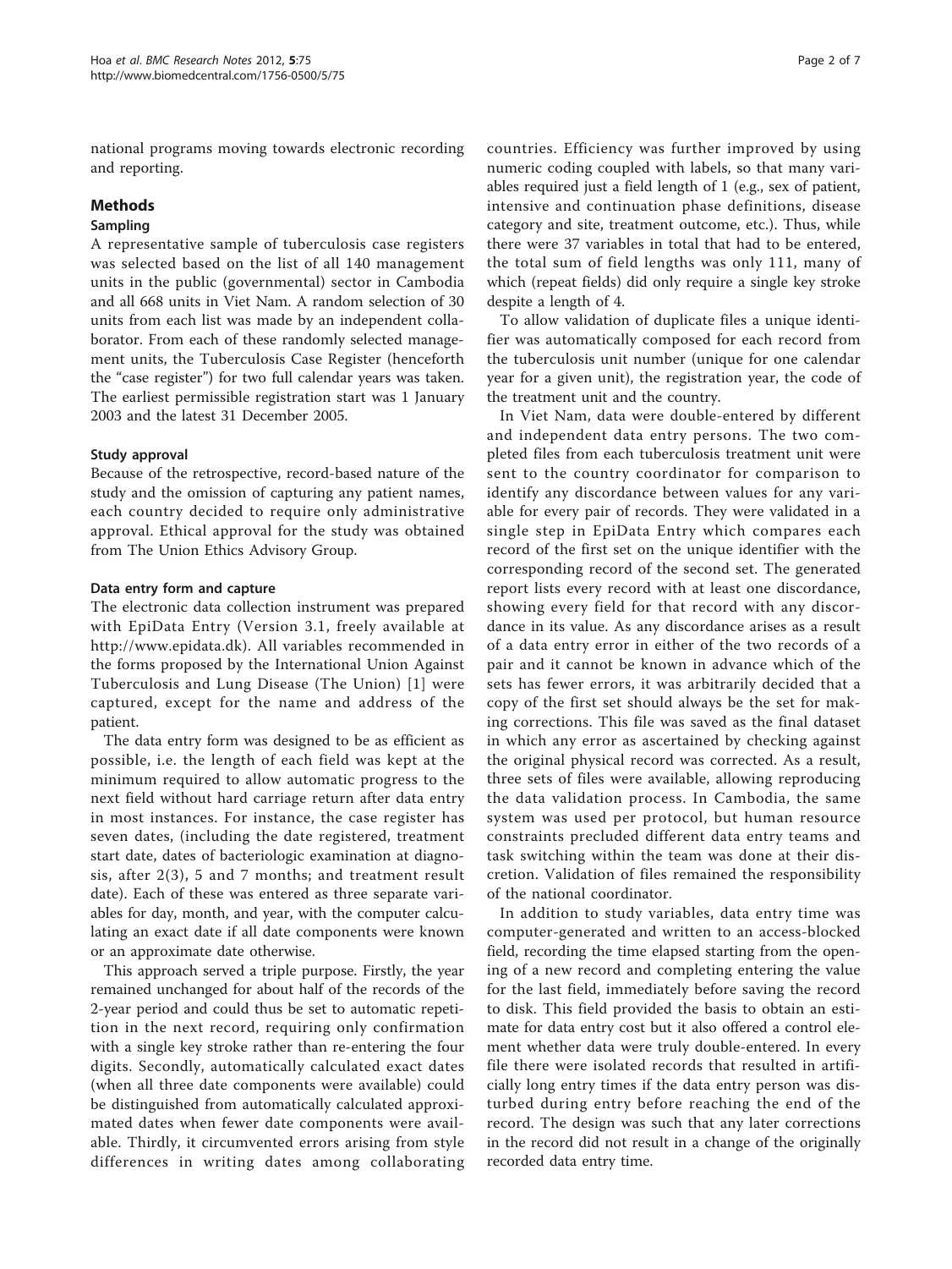national programs moving towards electronic recording and reporting.

## Methods

### Sampling

A representative sample of tuberculosis case registers was selected based on the list of all 140 management units in the public (governmental) sector in Cambodia and all 668 units in Viet Nam. A random selection of 30 units from each list was made by an independent collaborator. From each of these randomly selected management units, the Tuberculosis Case Register (henceforth the "case register") for two full calendar years was taken. The earliest permissible registration start was 1 January 2003 and the latest 31 December 2005.

#### Study approval

Because of the retrospective, record-based nature of the study and the omission of capturing any patient names, each country decided to require only administrative approval. Ethical approval for the study was obtained from The Union Ethics Advisory Group.

#### Data entry form and capture

The electronic data collection instrument was prepared with EpiData Entry (Version 3.1, freely available at http://www.epidata.dk). All variables recommended in the forms proposed by the International Union Against Tuberculosis and Lung Disease (The Union) [1] were captured, except for the name and address of the patient.

The data entry form was designed to be as efficient as possible, i.e. the length of each field was kept at the minimum required to allow automatic progress to the next field without hard carriage return after data entry in most instances. For instance, the case register has seven dates, (including the date registered, treatment start date, dates of bacteriologic examination at diagnosis, after 2(3), 5 and 7 months; and treatment result date). Each of these was entered as three separate variables for day, month, and year, with the computer calculating an exact date if all date components were known or an approximate date otherwise.

This approach served a triple purpose. Firstly, the year remained unchanged for about half of the records of the 2-year period and could thus be set to automatic repetition in the next record, requiring only confirmation with a single key stroke rather than re-entering the four digits. Secondly, automatically calculated exact dates (when all three date components were available) could be distinguished from automatically calculated approximated dates when fewer date components were available. Thirdly, it circumvented errors arising from style differences in writing dates among collaborating countries. Efficiency was further improved by using numeric coding coupled with labels, so that many variables required just a field length of 1 (e.g., sex of patient, intensive and continuation phase definitions, disease category and site, treatment outcome, etc.). Thus, while there were 37 variables in total that had to be entered, the total sum of field lengths was only 111, many of which (repeat fields) did only require a single key stroke despite a length of 4.

To allow validation of duplicate files a unique identifier was automatically composed for each record from the tuberculosis unit number (unique for one calendar year for a given unit), the registration year, the code of the treatment unit and the country.

In Viet Nam, data were double-entered by different and independent data entry persons. The two completed files from each tuberculosis treatment unit were sent to the country coordinator for comparison to identify any discordance between values for any variable for every pair of records. They were validated in a single step in EpiData Entry which compares each record of the first set on the unique identifier with the corresponding record of the second set. The generated report lists every record with at least one discordance, showing every field for that record with any discordance in its value. As any discordance arises as a result of a data entry error in either of the two records of a pair and it cannot be known in advance which of the sets has fewer errors, it was arbitrarily decided that a copy of the first set should always be the set for making corrections. This file was saved as the final dataset in which any error as ascertained by checking against the original physical record was corrected. As a result, three sets of files were available, allowing reproducing the data validation process. In Cambodia, the same system was used per protocol, but human resource constraints precluded different data entry teams and task switching within the team was done at their discretion. Validation of files remained the responsibility of the national coordinator.

In addition to study variables, data entry time was computer-generated and written to an access-blocked field, recording the time elapsed starting from the opening of a new record and completing entering the value for the last field, immediately before saving the record to disk. This field provided the basis to obtain an estimate for data entry cost but it also offered a control element whether data were truly double-entered. In every file there were isolated records that resulted in artificially long entry times if the data entry person was disturbed during entry before reaching the end of the record. The design was such that any later corrections in the record did not result in a change of the originally recorded data entry time.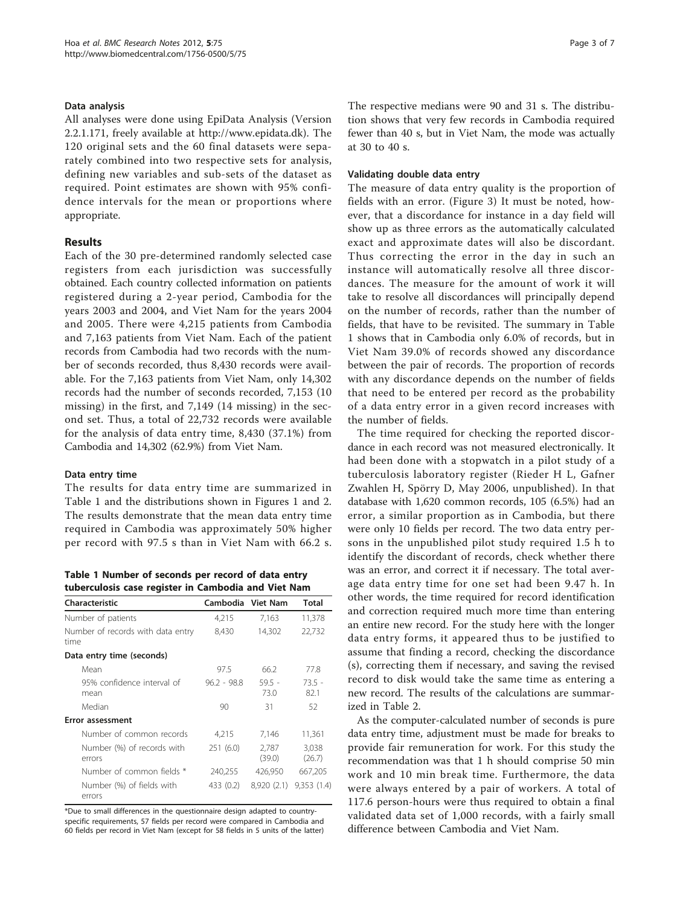### Data analysis

All analyses were done using EpiData Analysis (Version 2.2.1.171, freely available at http://www.epidata.dk). The 120 original sets and the 60 final datasets were separately combined into two respective sets for analysis, defining new variables and sub-sets of the dataset as required. Point estimates are shown with 95% confidence intervals for the mean or proportions where appropriate.

## Results

Each of the 30 pre-determined randomly selected case registers from each jurisdiction was successfully obtained. Each country collected information on patients registered during a 2-year period, Cambodia for the years 2003 and 2004, and Viet Nam for the years 2004 and 2005. There were 4,215 patients from Cambodia and 7,163 patients from Viet Nam. Each of the patient records from Cambodia had two records with the number of seconds recorded, thus 8,430 records were available. For the 7,163 patients from Viet Nam, only 14,302 records had the number of seconds recorded, 7,153 (10 missing) in the first, and 7,149 (14 missing) in the second set. Thus, a total of 22,732 records were available for the analysis of data entry time, 8,430 (37.1%) from Cambodia and 14,302 (62.9%) from Viet Nam.

### Data entry time

The results for data entry time are summarized in Table 1 and the distributions shown in Figures 1 and 2. The results demonstrate that the mean data entry time required in Cambodia was approximately 50% higher per record with 97.5 s than in Viet Nam with 66.2 s.

**Table 1 Number of seconds per record of data entry tuberculosis case register in Cambodia and Viet Nam**

| Characteristic | Cambodia | Viet Nam | Total |
|---|---|---|---|
| Number of patients | 4,215 | 7,163 | 11,378 |
| Number of records with data entry time | 8,430 | 14,302 | 22,732 |
| **Data entry time (seconds)** | | | |
| Mean | 97.5 | 66.2 | 77.8 |
| 95% confidence interval of mean | 96.2 - 98.8 | 59.5 - 73.0 | 73.5 - 82.1 |
| Median | 90 | 31 | 52 |
| **Error assessment** | | | |
| Number of common records | 4,215 | 7,146 | 11,361 |
| Number (%) of records with errors | 251 (6.0) | 2,787 (39.0) | 3,038 (26.7) |
| Number of common fields * | 240,255 | 426,950 | 667,205 |
| Number (%) of fields with errors | 433 (0.2) | 8,920 (2.1) | 9,353 (1.4) |

*Due to small differences in the questionnaire design adapted to country-specific requirements, 57 fields per record were compared in Cambodia and 60 fields per record in Viet Nam (except for 58 fields in 5 units of the latter)

The respective medians were 90 and 31 s. The distribution shows that very few records in Cambodia required fewer than 40 s, but in Viet Nam, the mode was actually at 30 to 40 s.

### Validating double data entry

The measure of data entry quality is the proportion of fields with an error. (Figure 3) It must be noted, however, that a discordance for instance in a day field will show up as three errors as the automatically calculated exact and approximate dates will also be discordant. Thus correcting the error in the day in such an instance will automatically resolve all three discordances. The measure for the amount of work it will take to resolve all discordances will principally depend on the number of records, rather than the number of fields, that have to be revisited. The summary in Table 1 shows that in Cambodia only 6.0% of records, but in Viet Nam 39.0% of records showed any discordance between the pair of records. The proportion of records with any discordance depends on the number of fields that need to be entered per record as the probability of a data entry error in a given record increases with the number of fields.

The time required for checking the reported discordance in each record was not measured electronically. It had been done with a stopwatch in a pilot study of a tuberculosis laboratory register (Rieder H L, Gafner Zwahlen H, Spörry D, May 2006, unpublished). In that database with 1,620 common records, 105 (6.5%) had an error, a similar proportion as in Cambodia, but there were only 10 fields per record. The two data entry persons in the unpublished pilot study required 1.5 h to identify the discordant of records, check whether there was an error, and correct it if necessary. The total average data entry time for one set had been 9.47 h. In other words, the time required for record identification and correction required much more time than entering an entire new record. For the study here with the longer data entry forms, it appeared thus to be justified to assume that finding a record, checking the discordance(s), correcting them if necessary, and saving the revised record to disk would take the same time as entering a new record. The results of the calculations are summarized in Table 2.

As the computer-calculated number of seconds is pure data entry time, adjustment must be made for breaks to provide fair remuneration for work. For this study the recommendation was that 1 h should comprise 50 min work and 10 min break time. Furthermore, the data were always entered by a pair of workers. A total of 117.6 person-hours were thus required to obtain a final validated data set of 1,000 records, with a fairly small difference between Cambodia and Viet Nam.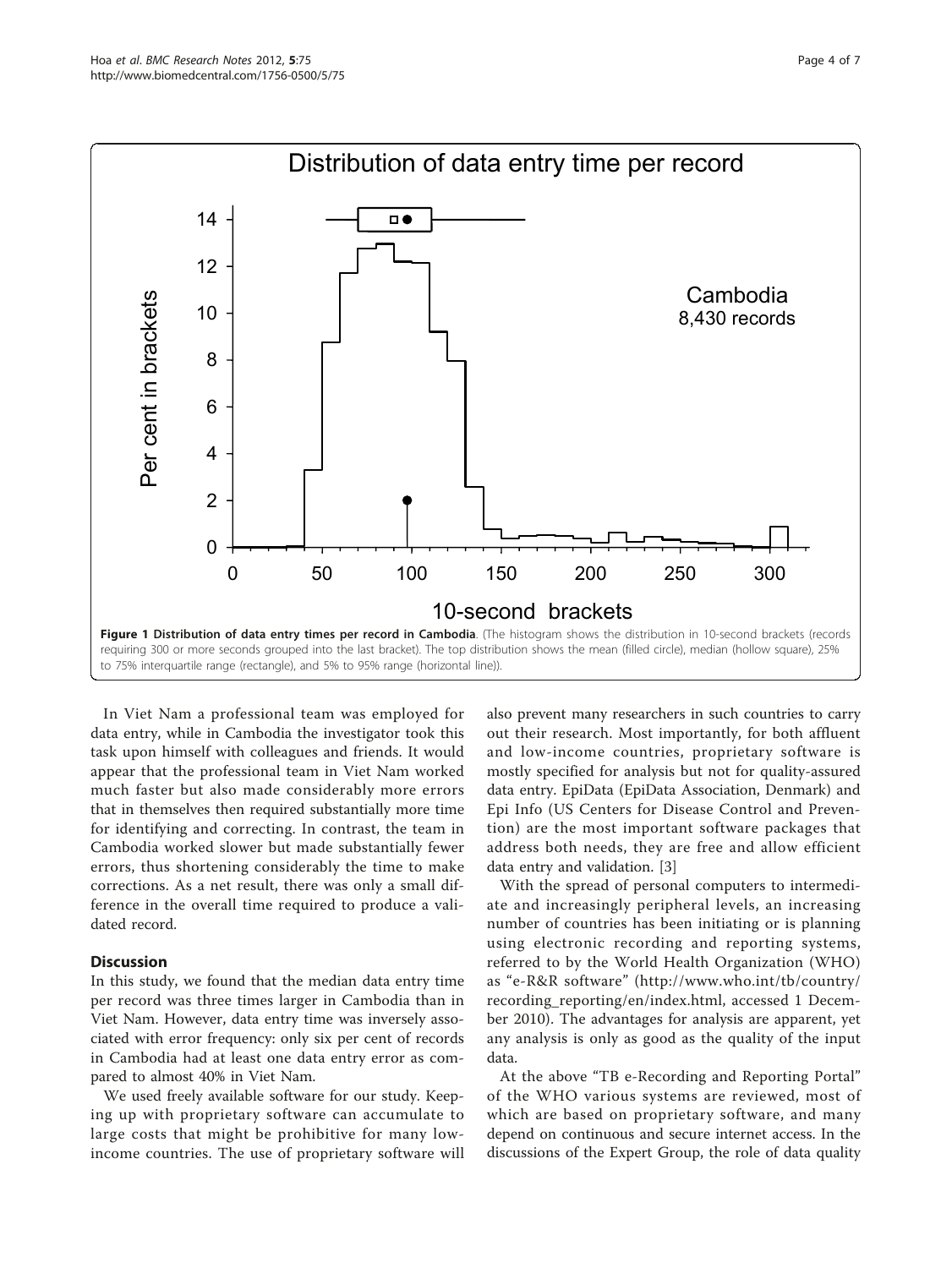Distribution of data entry time per record

Per cent in brackets

14
12
10
8
6
4
2
0

0
50
100
150
200
250
300

10-second brackets

Cambodia
8,430 records

**Figure 1 Distribution of data entry times per record in Cambodia**. (The histogram shows the distribution in 10-second brackets (records requiring 300 or more seconds grouped into the last bracket). The top distribution shows the mean (filled circle), median (hollow square), 25% to 75% interquartile range (rectangle), and 5% to 95% range (horizontal line)).

In Viet Nam a professional team was employed for data entry, while in Cambodia the investigator took this task upon himself with colleagues and friends. It would appear that the professional team in Viet Nam worked much faster but also made considerably more errors that in themselves then required substantially more time for identifying and correcting. In contrast, the team in Cambodia worked slower but made substantially fewer errors, thus shortening considerably the time to make corrections. As a net result, there was only a small difference in the overall time required to produce a validated record.

## Discussion

In this study, we found that the median data entry time per record was three times larger in Cambodia than in Viet Nam. However, data entry time was inversely associated with error frequency: only six per cent of records in Cambodia had at least one data entry error as compared to almost 40% in Viet Nam.

We used freely available software for our study. Keeping up with proprietary software can accumulate to large costs that might be prohibitive for many low-income countries. The use of proprietary software will also prevent many researchers in such countries to carry out their research. Most importantly, for both affluent and low-income countries, proprietary software is mostly specified for analysis but not for quality-assured data entry. EpiData (EpiData Association, Denmark) and Epi Info (US Centers for Disease Control and Prevention) are the most important software packages that address both needs, they are free and allow efficient data entry and validation. [3]

With the spread of personal computers to intermediate and increasingly peripheral levels, an increasing number of countries has been initiating or is planning using electronic recording and reporting systems, referred to by the World Health Organization (WHO) as "e-R&R software" (http://www.who.int/tb/country/recording_reporting/en/index.html, accessed 1 December 2010). The advantages for analysis are apparent, yet any analysis is only as good as the quality of the input data.

At the above "TB e-Recording and Reporting Portal" of the WHO various systems are reviewed, most of which are based on proprietary software, and many depend on continuous and secure internet access. In the discussions of the Expert Group, the role of data quality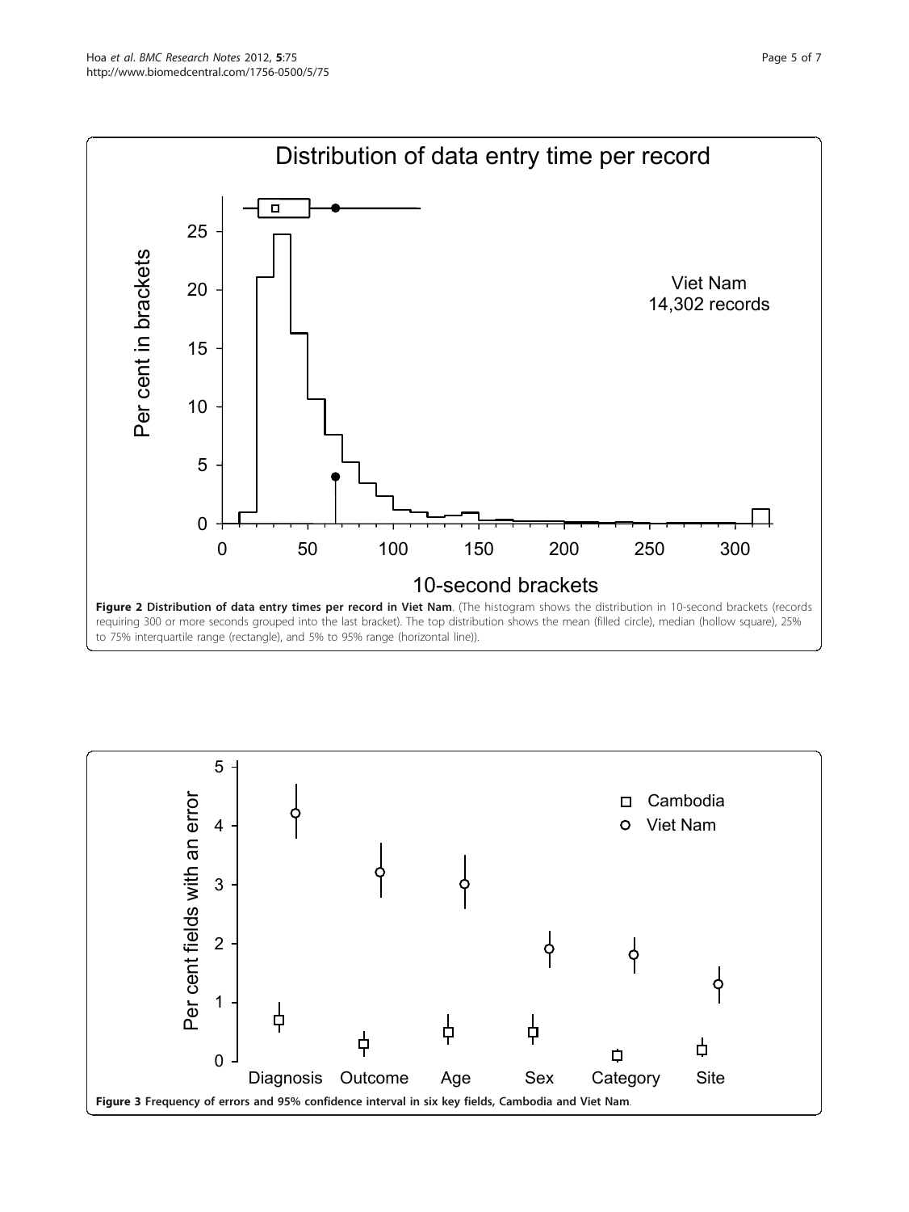**Figure 2 Distribution of data entry times per record in Viet Nam**. (The histogram shows the distribution in 10-second brackets (records requiring 300 or more seconds grouped into the last bracket). The top distribution shows the mean (filled circle), median (hollow square), 25% to 75% interquartile range (rectangle), and 5% to 95% range (horizontal line)).

**Figure 3 Frequency of errors and 95% confidence interval in six key fields, Cambodia and Viet Nam**.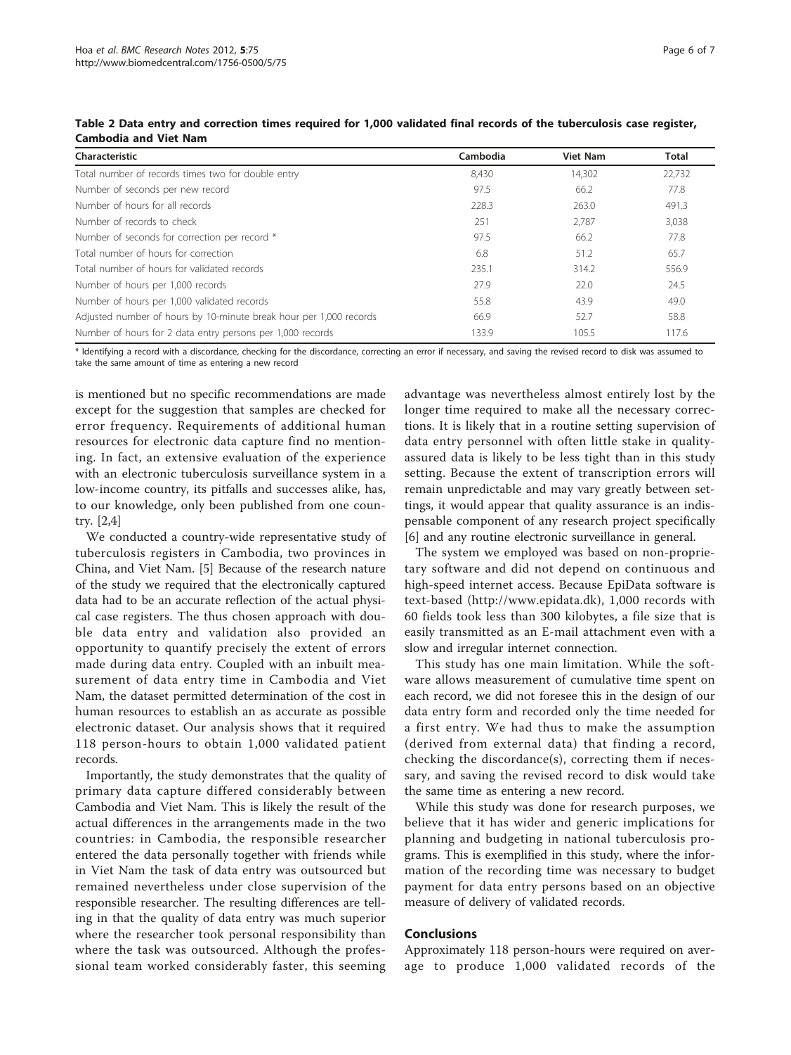**Table 2 Data entry and correction times required for 1,000 validated final records of the tuberculosis case register, Cambodia and Viet Nam**

| Characteristic | Cambodia | Viet Nam | Total |
|---|---|---|---|
| Total number of records times two for double entry | 8,430 | 14,302 | 22,732 |
| Number of seconds per new record | 97.5 | 66.2 | 77.8 |
| Number of hours for all records | 228.3 | 263.0 | 491.3 |
| Number of records to check | 251 | 2,787 | 3,038 |
| Number of seconds for correction per record * | 97.5 | 66.2 | 77.8 |
| Total number of hours for correction | 6.8 | 51.2 | 65.7 |
| Total number of hours for validated records | 235.1 | 314.2 | 556.9 |
| Number of hours per 1,000 records | 27.9 | 22.0 | 24.5 |
| Number of hours per 1,000 validated records | 55.8 | 43.9 | 49.0 |
| Adjusted number of hours by 10-minute break hour per 1,000 records | 66.9 | 52.7 | 58.8 |
| Number of hours for 2 data entry persons per 1,000 records | 133.9 | 105.5 | 117.6 |

* Identifying a record with a discordance, checking for the discordance, correcting an error if necessary, and saving the revised record to disk was assumed to take the same amount of time as entering a new record

is mentioned but no specific recommendations are made except for the suggestion that samples are checked for error frequency. Requirements of additional human resources for electronic data capture find no mentioning. In fact, an extensive evaluation of the experience with an electronic tuberculosis surveillance system in a low-income country, its pitfalls and successes alike, has, to our knowledge, only been published from one country. [2,4]

We conducted a country-wide representative study of tuberculosis registers in Cambodia, two provinces in China, and Viet Nam. [5] Because of the research nature of the study we required that the electronically captured data had to be an accurate reflection of the actual physical case registers. The thus chosen approach with double data entry and validation also provided an opportunity to quantify precisely the extent of errors made during data entry. Coupled with an inbuilt measurement of data entry time in Cambodia and Viet Nam, the dataset permitted determination of the cost in human resources to establish an as accurate as possible electronic dataset. Our analysis shows that it required 118 person-hours to obtain 1,000 validated patient records.

Importantly, the study demonstrates that the quality of primary data capture differed considerably between Cambodia and Viet Nam. This is likely the result of the actual differences in the arrangements made in the two countries: in Cambodia, the responsible researcher entered the data personally together with friends while in Viet Nam the task of data entry was outsourced but remained nevertheless under close supervision of the responsible researcher. The resulting differences are telling in that the quality of data entry was much superior where the researcher took personal responsibility than where the task was outsourced. Although the professional team worked considerably faster, this seeming advantage was nevertheless almost entirely lost by the longer time required to make all the necessary corrections. It is likely that in a routine setting supervision of data entry personnel with often little stake in quality-assured data is likely to be less tight than in this study setting. Because the extent of transcription errors will remain unpredictable and may vary greatly between settings, it would appear that quality assurance is an indispensable component of any research project specifically [6] and any routine electronic surveillance in general.

The system we employed was based on non-proprietary software and did not depend on continuous and high-speed internet access. Because EpiData software is text-based (http://www.epidata.dk), 1,000 records with 60 fields took less than 300 kilobytes, a file size that is easily transmitted as an E-mail attachment even with a slow and irregular internet connection.

This study has one main limitation. While the software allows measurement of cumulative time spent on each record, we did not foresee this in the design of our data entry form and recorded only the time needed for a first entry. We had thus to make the assumption (derived from external data) that finding a record, checking the discordance(s), correcting them if necessary, and saving the revised record to disk would take the same time as entering a new record.

While this study was done for research purposes, we believe that it has wider and generic implications for planning and budgeting in national tuberculosis programs. This is exemplified in this study, where the information of the recording time was necessary to budget payment for data entry persons based on an objective measure of delivery of validated records.

## Conclusions

Approximately 118 person-hours were required on average to produce 1,000 validated records of the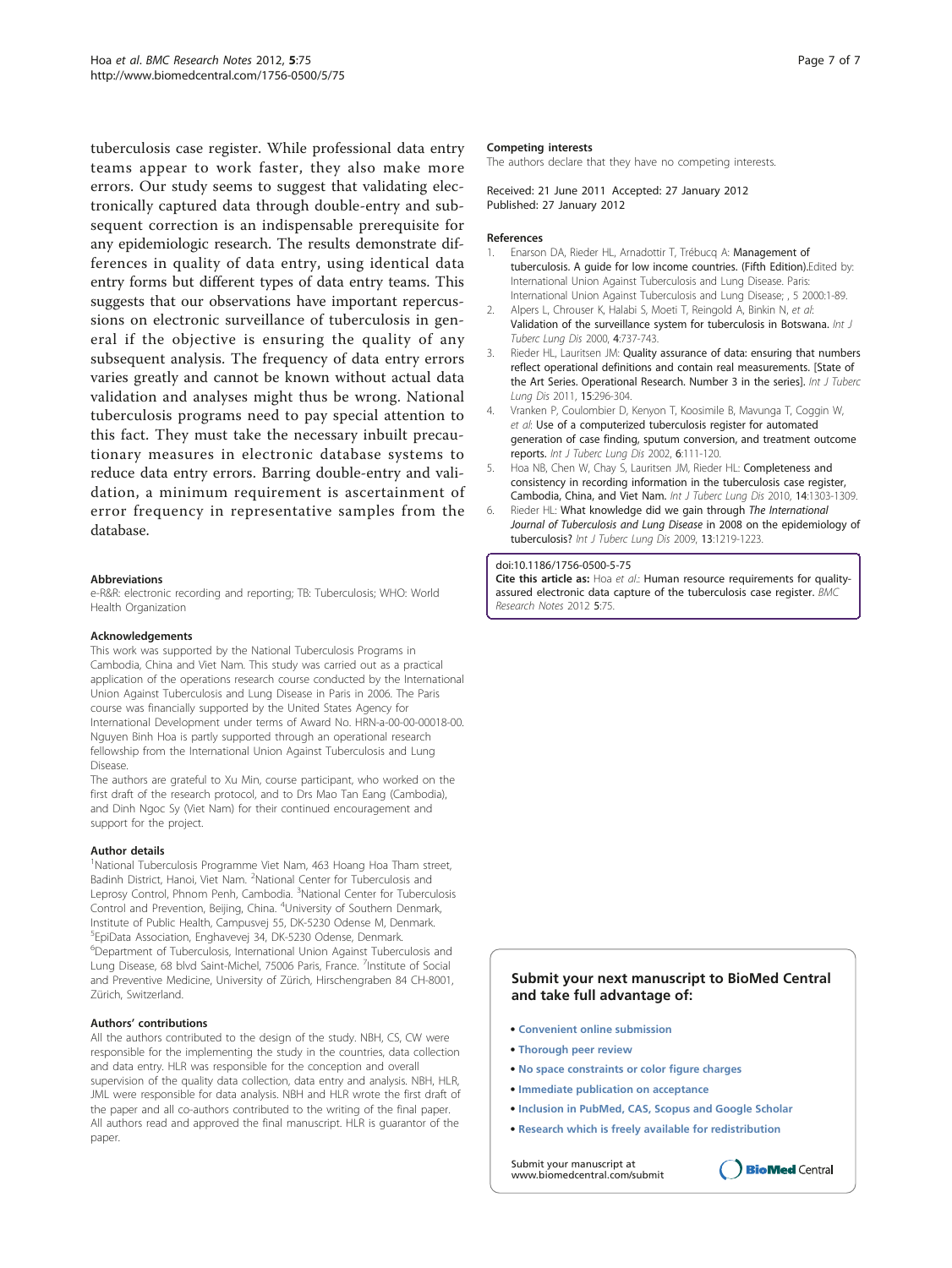tuberculosis case register. While professional data entry teams appear to work faster, they also make more errors. Our study seems to suggest that validating electronically captured data through double-entry and subsequent correction is an indispensable prerequisite for any epidemiologic research. The results demonstrate differences in quality of data entry, using identical data entry forms but different types of data entry teams. This suggests that our observations have important repercussions on electronic surveillance of tuberculosis in general if the objective is ensuring the quality of any subsequent analysis. The frequency of data entry errors varies greatly and cannot be known without actual data validation and analyses might thus be wrong. National tuberculosis programs need to pay special attention to this fact. They must take the necessary inbuilt precautionary measures in electronic database systems to reduce data entry errors. Barring double-entry and validation, a minimum requirement is ascertainment of error frequency in representative samples from the database.

### Abbreviations

e-R&R: electronic recording and reporting; TB: Tuberculosis; WHO: World Health Organization

### Acknowledgements

This work was supported by the National Tuberculosis Programs in Cambodia, China and Viet Nam. This study was carried out as a practical application of the operations research course conducted by the International Union Against Tuberculosis and Lung Disease in Paris in 2006. The Paris course was financially supported by the United States Agency for International Development under terms of Award No. HRN-a-00-00-00018-00. Nguyen Binh Hoa is partly supported through an operational research fellowship from the International Union Against Tuberculosis and Lung Disease.

The authors are grateful to Xu Min, course participant, who worked on the first draft of the research protocol, and to Drs Mao Tan Eang (Cambodia), and Dinh Ngoc Sy (Viet Nam) for their continued encouragement and support for the project.

### Author details

[1]National Tuberculosis Programme Viet Nam, 463 Hoang Hoa Tham street, Badinh District, Hanoi, Viet Nam. [2]National Center for Tuberculosis and Leprosy Control, Phnom Penh, Cambodia. [3]National Center for Tuberculosis Control and Prevention, Beijing, China. [4]University of Southern Denmark, Institute of Public Health, Campusvej 55, DK-5230 Odense M, Denmark. [5]EpiData Association, Enghavevej 34, DK-5230 Odense, Denmark. [6]Department of Tuberculosis, International Union Against Tuberculosis and Lung Disease, 68 blvd Saint-Michel, 75006 Paris, France. [7]Institute of Social and Preventive Medicine, University of Zürich, Hirschengraben 84 CH-8001, Zürich, Switzerland.

### Authors' contributions

All the authors contributed to the design of the study. NBH, CS, CW were responsible for the implementing the study in the countries, data collection and data entry. HLR was responsible for the conception and overall supervision of the quality data collection, data entry and analysis. NBH, HLR, JML were responsible for data analysis. NBH and HLR wrote the first draft of the paper and all co-authors contributed to the writing of the final paper. All authors read and approved the final manuscript. HLR is guarantor of the paper.

### Competing interests

The authors declare that they have no competing interests.

Received: 21 June 2011 Accepted: 27 January 2012
Published: 27 January 2012

### References

1. Enarson DA, Rieder HL, Arnadottir T, Trébucq A: **Management of tuberculosis. A guide for low income countries. (Fifth Edition).** Edited by: International Union Against Tuberculosis and Lung Disease. Paris: International Union Against Tuberculosis and Lung Disease; , 5 2000:1-89.
2. Alpers L, Chrouser K, Halabi S, Moeti T, Reingold A, Binkin N, *et al*: **Validation of the surveillance system for tuberculosis in Botswana.** *Int J Tuberc Lung Dis* 2000, **4**:737-743.
3. Rieder HL, Lauritsen JM: **Quality assurance of data: ensuring that numbers reflect operational definitions and contain real measurements. [State of the Art Series. Operational Research. Number 3 in the series].** *Int J Tuberc Lung Dis* 2011, **15**:296-304.
4. Vranken P, Coulombier D, Kenyon T, Koosimile B, Mavunga T, Coggin W, *et al*: **Use of a computerized tuberculosis register for automated generation of case finding, sputum conversion, and treatment outcome reports.** *Int J Tuberc Lung Dis* 2002, **6**:111-120.
5. Hoa NB, Chen W, Chay S, Lauritsen JM, Rieder HL: **Completeness and consistency in recording information in the tuberculosis case register, Cambodia, China, and Viet Nam.** *Int J Tuberc Lung Dis* 2010, **14**:1303-1309.
6. Rieder HL: **What knowledge did we gain through *The International Journal of Tuberculosis and Lung Disease* in 2008 on the epidemiology of tuberculosis?** *Int J Tuberc Lung Dis* 2009, **13**:1219-1223.

doi:10.1186/1756-0500-5-75

**Cite this article as:** Hoa *et al.*: Human resource requirements for quality-assured electronic data capture of the tuberculosis case register. *BMC Research Notes* 2012 **5**:75.

**Submit your next manuscript to BioMed Central and take full advantage of:**

- Convenient online submission
- Thorough peer review
- No space constraints or color figure charges
- Immediate publication on acceptance
- Inclusion in PubMed, CAS, Scopus and Google Scholar
- Research which is freely available for redistribution

Submit your manuscript at
www.biomedcentral.com/submit

BioMed Central